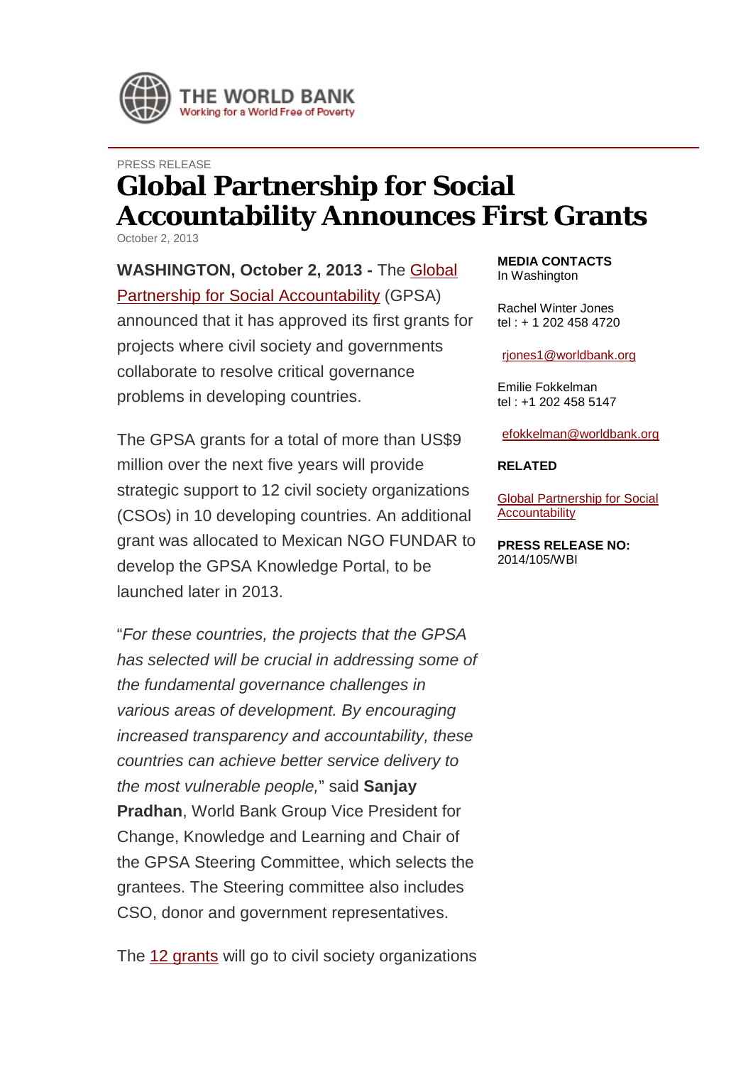THE WORLD BANK
Working for a World Free of Poverty

PRESS RELEASE

# Global Partnership for Social Accountability Announces First Grants

October 2, 2013

**WASHINGTON, October 2, 2013 -** The Global Partnership for Social Accountability (GPSA) announced that it has approved its first grants for projects where civil society and governments collaborate to resolve critical governance problems in developing countries.

The GPSA grants for a total of more than US$9 million over the next five years will provide strategic support to 12 civil society organizations (CSOs) in 10 developing countries. An additional grant was allocated to Mexican NGO FUNDAR to develop the GPSA Knowledge Portal, to be launched later in 2013.

"*For these countries, the projects that the GPSA has selected will be crucial in addressing some of the fundamental governance challenges in various areas of development. By encouraging increased transparency and accountability, these countries can achieve better service delivery to the most vulnerable people,*" said **Sanjay Pradhan**, World Bank Group Vice President for Change, Knowledge and Learning and Chair of the GPSA Steering Committee, which selects the grantees. The Steering committee also includes CSO, donor and government representatives.

The 12 grants will go to civil society organizations

**MEDIA CONTACTS**
In Washington

Rachel Winter Jones
tel : + 1 202 458 4720

rjones1@worldbank.org

Emilie Fokkelman
tel : +1 202 458 5147

efokkelman@worldbank.org

**RELATED**

Global Partnership for Social Accountability

**PRESS RELEASE NO:**
2014/105/WBI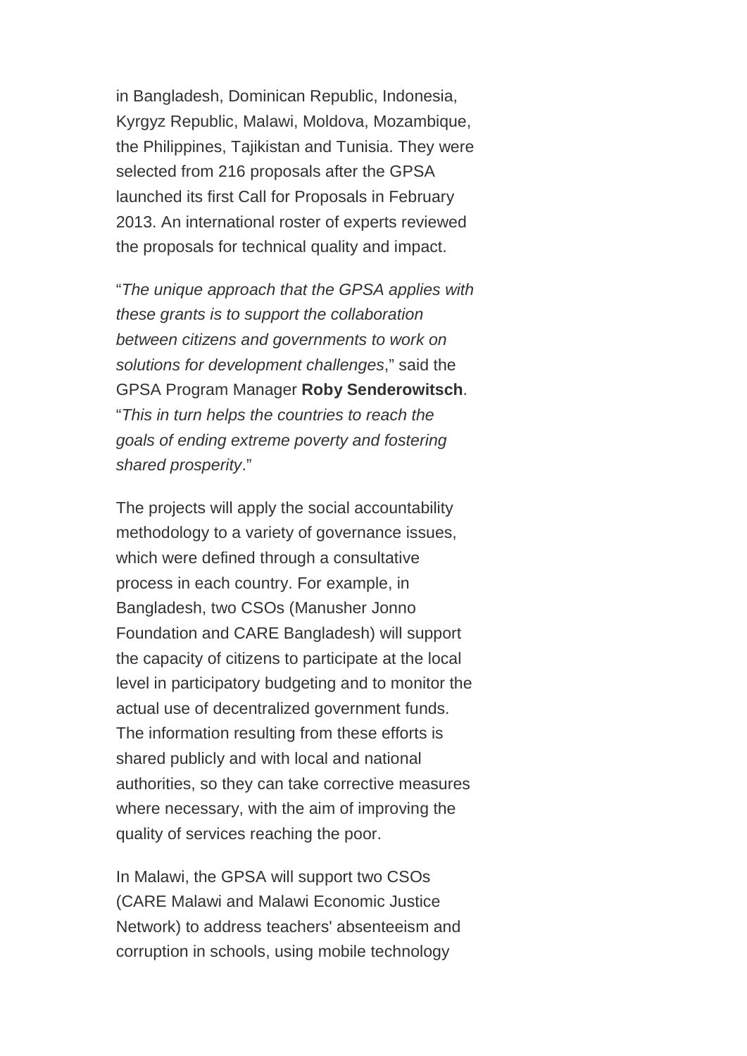in Bangladesh, Dominican Republic, Indonesia, Kyrgyz Republic, Malawi, Moldova, Mozambique, the Philippines, Tajikistan and Tunisia. They were selected from 216 proposals after the GPSA launched its first Call for Proposals in February 2013. An international roster of experts reviewed the proposals for technical quality and impact.

"*The unique approach that the GPSA applies with these grants is to support the collaboration between citizens and governments to work on solutions for development challenges*," said the GPSA Program Manager **Roby Senderowitsch**. "*This in turn helps the countries to reach the goals of ending extreme poverty and fostering shared prosperity*."

The projects will apply the social accountability methodology to a variety of governance issues, which were defined through a consultative process in each country. For example, in Bangladesh, two CSOs (Manusher Jonno Foundation and CARE Bangladesh) will support the capacity of citizens to participate at the local level in participatory budgeting and to monitor the actual use of decentralized government funds. The information resulting from these efforts is shared publicly and with local and national authorities, so they can take corrective measures where necessary, with the aim of improving the quality of services reaching the poor.

In Malawi, the GPSA will support two CSOs (CARE Malawi and Malawi Economic Justice Network) to address teachers' absenteeism and corruption in schools, using mobile technology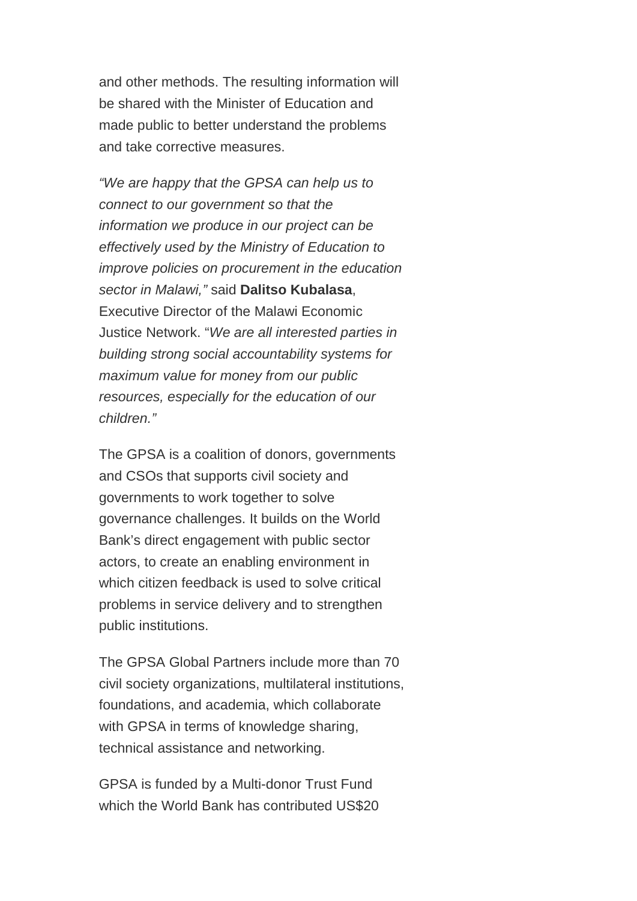and other methods. The resulting information will be shared with the Minister of Education and made public to better understand the problems and take corrective measures.

*"We are happy that the GPSA can help us to connect to our government so that the information we produce in our project can be effectively used by the Ministry of Education to improve policies on procurement in the education sector in Malawi,"* said **Dalitso Kubalasa**, Executive Director of the Malawi Economic Justice Network. "*We are all interested parties in building strong social accountability systems for maximum value for money from our public resources, especially for the education of our children."*

The GPSA is a coalition of donors, governments and CSOs that supports civil society and governments to work together to solve governance challenges. It builds on the World Bank's direct engagement with public sector actors, to create an enabling environment in which citizen feedback is used to solve critical problems in service delivery and to strengthen public institutions.

The GPSA Global Partners include more than 70 civil society organizations, multilateral institutions, foundations, and academia, which collaborate with GPSA in terms of knowledge sharing, technical assistance and networking.

GPSA is funded by a Multi-donor Trust Fund which the World Bank has contributed US$20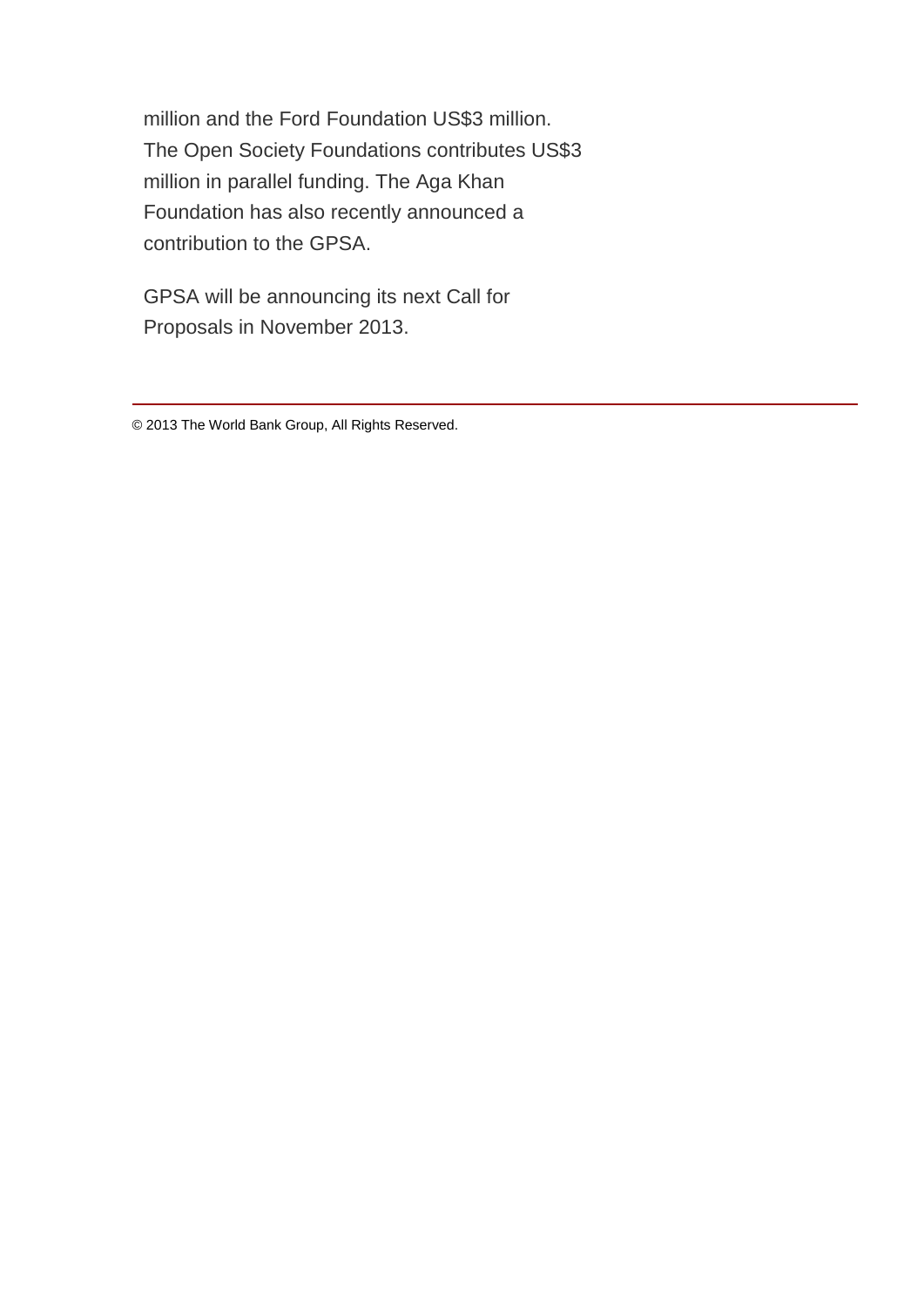million and the Ford Foundation US$3 million. The Open Society Foundations contributes US$3 million in parallel funding. The Aga Khan Foundation has also recently announced a contribution to the GPSA.

GPSA will be announcing its next Call for Proposals in November 2013.

---

© 2013 The World Bank Group, All Rights Reserved.